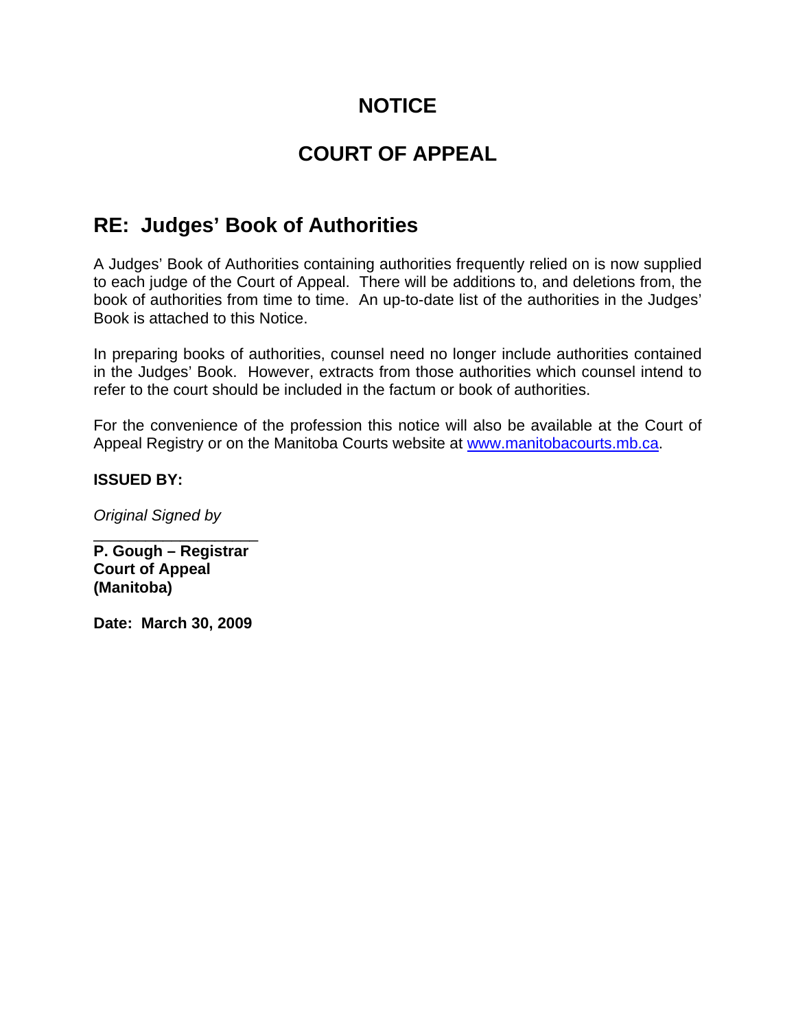# NOTICE

# COURT OF APPEAL

## RE: Judges' Book of Authorities

A Judges' Book of Authorities containing authorities frequently relied on is now supplied to each judge of the Court of Appeal. There will be additions to, and deletions from, the book of authorities from time to time. An up-to-date list of the authorities in the Judges' Book is attached to this Notice.

In preparing books of authorities, counsel need no longer include authorities contained in the Judges' Book. However, extracts from those authorities which counsel intend to refer to the court should be included in the factum or book of authorities.

For the convenience of the profession this notice will also be available at the Court of Appeal Registry or on the Manitoba Courts website at [www.manitobacourts.mb.ca](http://www.manitobacourts.mb.ca).

**ISSUED BY:**

*Original Signed by*

___________________

**P. Gough – Registrar**
**Court of Appeal**
**(Manitoba)**

**Date: March 30, 2009**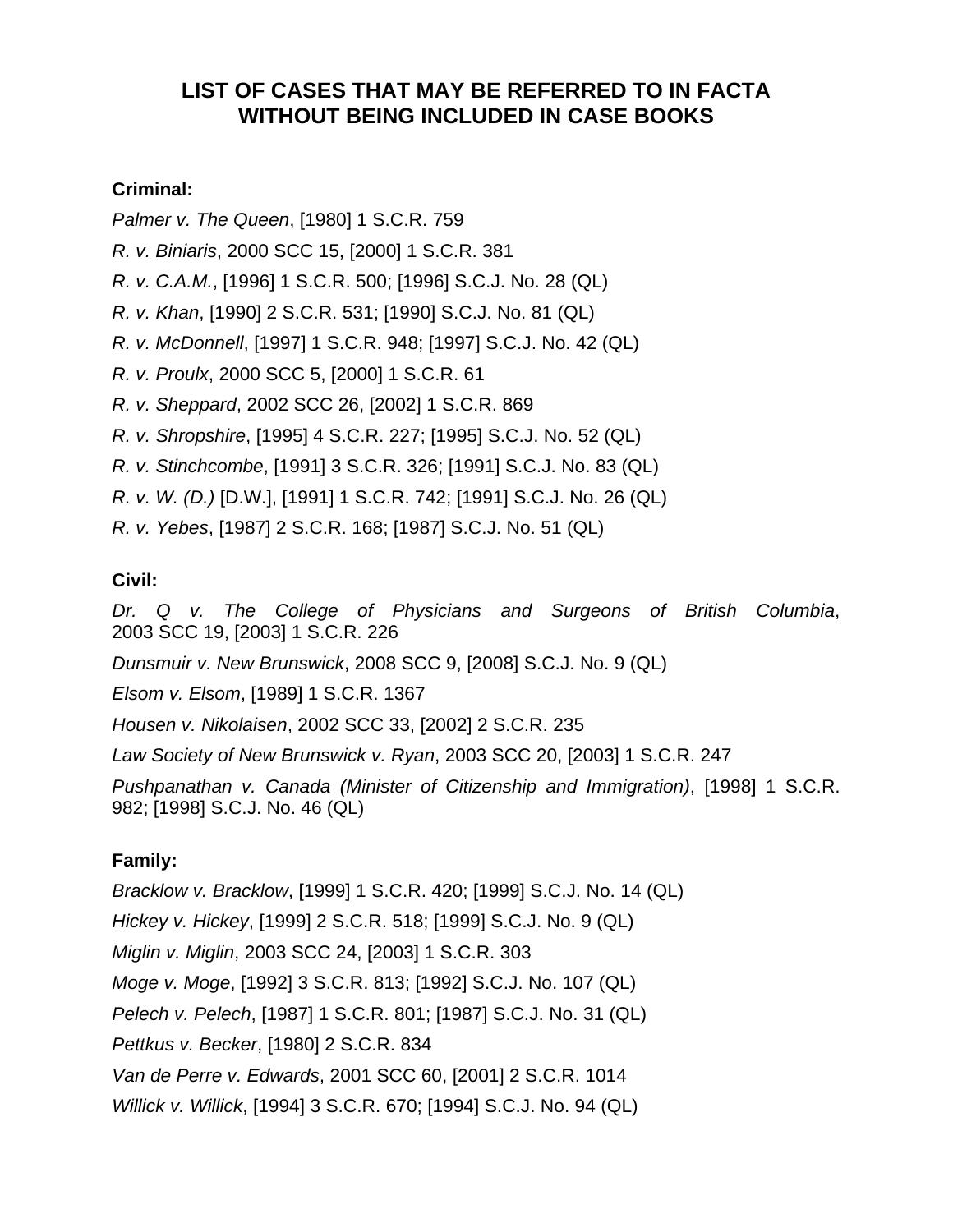# LIST OF CASES THAT MAY BE REFERRED TO IN FACTA WITHOUT BEING INCLUDED IN CASE BOOKS

**Criminal:**

*Palmer v. The Queen*, [1980] 1 S.C.R. 759

*R. v. Biniaris*, 2000 SCC 15, [2000] 1 S.C.R. 381

*R. v. C.A.M.*, [1996] 1 S.C.R. 500; [1996] S.C.J. No. 28 (QL)

*R. v. Khan*, [1990] 2 S.C.R. 531; [1990] S.C.J. No. 81 (QL)

*R. v. McDonnell*, [1997] 1 S.C.R. 948; [1997] S.C.J. No. 42 (QL)

*R. v. Proulx*, 2000 SCC 5, [2000] 1 S.C.R. 61

*R. v. Sheppard*, 2002 SCC 26, [2002] 1 S.C.R. 869

*R. v. Shropshire*, [1995] 4 S.C.R. 227; [1995] S.C.J. No. 52 (QL)

*R. v. Stinchcombe*, [1991] 3 S.C.R. 326; [1991] S.C.J. No. 83 (QL)

*R. v. W. (D.)* [D.W.], [1991] 1 S.C.R. 742; [1991] S.C.J. No. 26 (QL)

*R. v. Yebes*, [1987] 2 S.C.R. 168; [1987] S.C.J. No. 51 (QL)

**Civil:**

*Dr. Q v. The College of Physicians and Surgeons of British Columbia*, 2003 SCC 19, [2003] 1 S.C.R. 226

*Dunsmuir v. New Brunswick*, 2008 SCC 9, [2008] S.C.J. No. 9 (QL)

*Elsom v. Elsom*, [1989] 1 S.C.R. 1367

*Housen v. Nikolaisen*, 2002 SCC 33, [2002] 2 S.C.R. 235

*Law Society of New Brunswick v. Ryan*, 2003 SCC 20, [2003] 1 S.C.R. 247

*Pushpanathan v. Canada (Minister of Citizenship and Immigration)*, [1998] 1 S.C.R. 982; [1998] S.C.J. No. 46 (QL)

**Family:**

*Bracklow v. Bracklow*, [1999] 1 S.C.R. 420; [1999] S.C.J. No. 14 (QL)

*Hickey v. Hickey*, [1999] 2 S.C.R. 518; [1999] S.C.J. No. 9 (QL)

*Miglin v. Miglin*, 2003 SCC 24, [2003] 1 S.C.R. 303

*Moge v. Moge*, [1992] 3 S.C.R. 813; [1992] S.C.J. No. 107 (QL)

*Pelech v. Pelech*, [1987] 1 S.C.R. 801; [1987] S.C.J. No. 31 (QL)

*Pettkus v. Becker*, [1980] 2 S.C.R. 834

*Van de Perre v. Edwards*, 2001 SCC 60, [2001] 2 S.C.R. 1014

*Willick v. Willick*, [1994] 3 S.C.R. 670; [1994] S.C.J. No. 94 (QL)